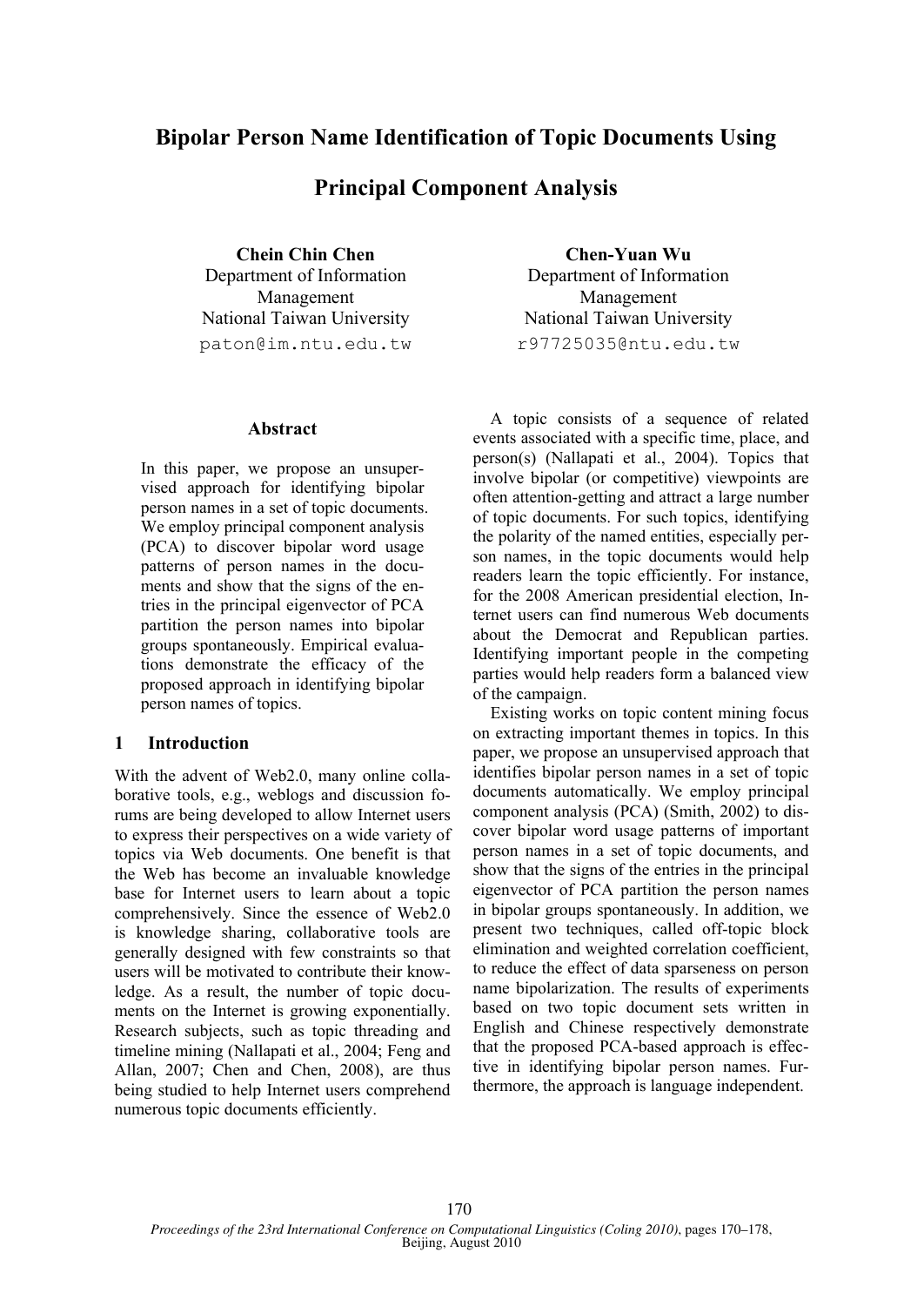# Bipolar Person Name Identification of Topic Documents Using Principal Component Analysis

**Chein Chin Chen**
Department of Information Management
National Taiwan University
paton@im.ntu.edu.tw

**Chen-Yuan Wu**
Department of Information Management
National Taiwan University
r97725035@ntu.edu.tw

## Abstract

In this paper, we propose an unsupervised approach for identifying bipolar person names in a set of topic documents. We employ principal component analysis (PCA) to discover bipolar word usage patterns of person names in the documents and show that the signs of the entries in the principal eigenvector of PCA partition the person names into bipolar groups spontaneously. Empirical evaluations demonstrate the efficacy of the proposed approach in identifying bipolar person names of topics.

## 1 Introduction

With the advent of Web2.0, many online collaborative tools, e.g., weblogs and discussion forums are being developed to allow Internet users to express their perspectives on a wide variety of topics via Web documents. One benefit is that the Web has become an invaluable knowledge base for Internet users to learn about a topic comprehensively. Since the essence of Web2.0 is knowledge sharing, collaborative tools are generally designed with few constraints so that users will be motivated to contribute their knowledge. As a result, the number of topic documents on the Internet is growing exponentially. Research subjects, such as topic threading and timeline mining (Nallapati et al., 2004; Feng and Allan, 2007; Chen and Chen, 2008), are thus being studied to help Internet users comprehend numerous topic documents efficiently.

A topic consists of a sequence of related events associated with a specific time, place, and person(s) (Nallapati et al., 2004). Topics that involve bipolar (or competitive) viewpoints are often attention-getting and attract a large number of topic documents. For such topics, identifying the polarity of the named entities, especially person names, in the topic documents would help readers learn the topic efficiently. For instance, for the 2008 American presidential election, Internet users can find numerous Web documents about the Democrat and Republican parties. Identifying important people in the competing parties would help readers form a balanced view of the campaign.

Existing works on topic content mining focus on extracting important themes in topics. In this paper, we propose an unsupervised approach that identifies bipolar person names in a set of topic documents automatically. We employ principal component analysis (PCA) (Smith, 2002) to discover bipolar word usage patterns of important person names in a set of topic documents, and show that the signs of the entries in the principal eigenvector of PCA partition the person names in bipolar groups spontaneously. In addition, we present two techniques, called off-topic block elimination and weighted correlation coefficient, to reduce the effect of data sparseness on person name bipolarization. The results of experiments based on two topic document sets written in English and Chinese respectively demonstrate that the proposed PCA-based approach is effective in identifying bipolar person names. Furthermore, the approach is language independent.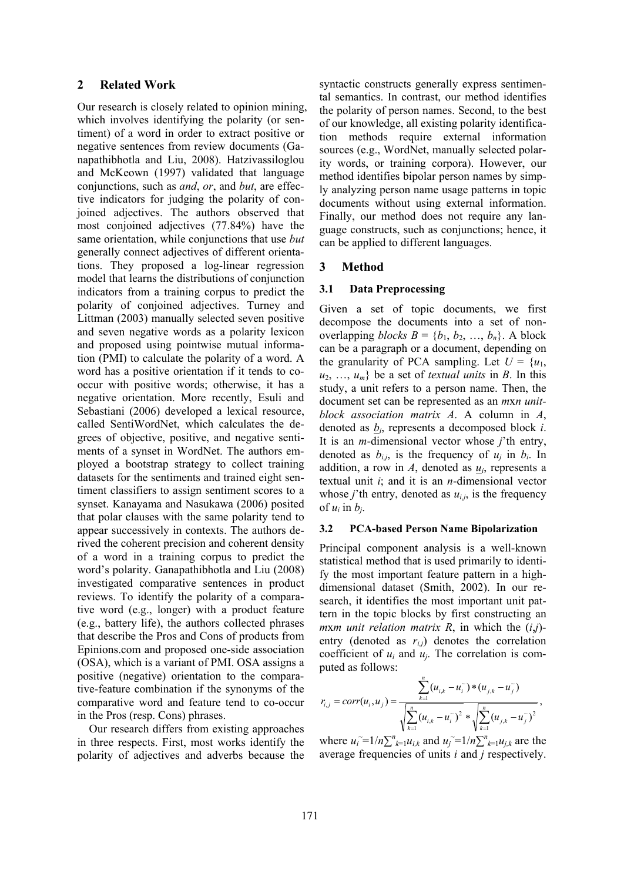## 2 Related Work

Our research is closely related to opinion mining, which involves identifying the polarity (or sentiment) of a word in order to extract positive or negative sentences from review documents (Ganapathibhotla and Liu, 2008). Hatzivassiloglou and McKeown (1997) validated that language conjunctions, such as *and*, *or*, and *but*, are effective indicators for judging the polarity of conjoined adjectives. The authors observed that most conjoined adjectives (77.84%) have the same orientation, while conjunctions that use *but* generally connect adjectives of different orientations. They proposed a log-linear regression model that learns the distributions of conjunction indicators from a training corpus to predict the polarity of conjoined adjectives. Turney and Littman (2003) manually selected seven positive and seven negative words as a polarity lexicon and proposed using pointwise mutual information (PMI) to calculate the polarity of a word. A word has a positive orientation if it tends to co-occur with positive words; otherwise, it has a negative orientation. More recently, Esuli and Sebastiani (2006) developed a lexical resource, called SentiWordNet, which calculates the degrees of objective, positive, and negative sentiments of a synset in WordNet. The authors employed a bootstrap strategy to collect training datasets for the sentiments and trained eight sentiment classifiers to assign sentiment scores to a synset. Kanayama and Nasukawa (2006) posited that polar clauses with the same polarity tend to appear successively in contexts. The authors derived the coherent precision and coherent density of a word in a training corpus to predict the word's polarity. Ganapathibhotla and Liu (2008) investigated comparative sentences in product reviews. To identify the polarity of a comparative word (e.g., longer) with a product feature (e.g., battery life), the authors collected phrases that describe the Pros and Cons of products from Epinions.com and proposed one-side association (OSA), which is a variant of PMI. OSA assigns a positive (negative) orientation to the comparative-feature combination if the synonyms of the comparative word and feature tend to co-occur in the Pros (resp. Cons) phrases.

Our research differs from existing approaches in three respects. First, most works identify the polarity of adjectives and adverbs because the syntactic constructs generally express sentimental semantics. In contrast, our method identifies the polarity of person names. Second, to the best of our knowledge, all existing polarity identification methods require external information sources (e.g., WordNet, manually selected polarity words, or training corpora). However, our method identifies bipolar person names by simply analyzing person name usage patterns in topic documents without using external information. Finally, our method does not require any language constructs, such as conjunctions; hence, it can be applied to different languages.

## 3 Method

### 3.1 Data Preprocessing

Given a set of topic documents, we first decompose the documents into a set of non-overlapping *blocks* $B = \{b_1, b_2, \ldots, b_n\}$. A block can be a paragraph or a document, depending on the granularity of PCA sampling. Let $U = \{u_1, u_2, \ldots, u_m\}$ be a set of *textual units* in $B$. In this study, a unit refers to a person name. Then, the document set can be represented as an $m$x$n$ *unit-block association matrix* $A$. A column in $A$, denoted as $\underline{b}_i$, represents a decomposed block $i$. It is an $m$-dimensional vector whose $j$'th entry, denoted as $b_{i,j}$, is the frequency of $u_j$ in $b_i$. In addition, a row in $A$, denoted as $\underline{u}_i$, represents a textual unit $i$; and it is an $n$-dimensional vector whose $j$'th entry, denoted as $u_{i,j}$, is the frequency of $u_i$ in $b_j$.

### 3.2 PCA-based Person Name Bipolarization

Principal component analysis is a well-known statistical method that is used primarily to identify the most important feature pattern in a high-dimensional dataset (Smith, 2002). In our research, it identifies the most important unit pattern in the topic blocks by first constructing an $m$x$m$ *unit relation matrix* $R$, in which the ($i$,$j$)-entry (denoted as $r_{i,j}$) denotes the correlation coefficient of $u_i$ and $u_j$. The correlation is computed as follows:

$$r_{i,j} = corr(u_i, u_j) = \frac{\sum_{k=1}^{n}(u_{i,k} - u_i^{\sim}) * (u_{j,k} - u_j^{\sim})}{\sqrt{\sum_{k=1}^{n}(u_{i,k} - u_i^{\sim})^2} * \sqrt{\sum_{k=1}^{n}(u_{j,k} - u_j^{\sim})^2}},$$

where $u_i^{\sim} = 1/n \sum_{k=1}^{n} u_{i,k}$ and $u_j^{\sim} = 1/n \sum_{k=1}^{n} u_{j,k}$ are the average frequencies of units $i$ and $j$ respectively.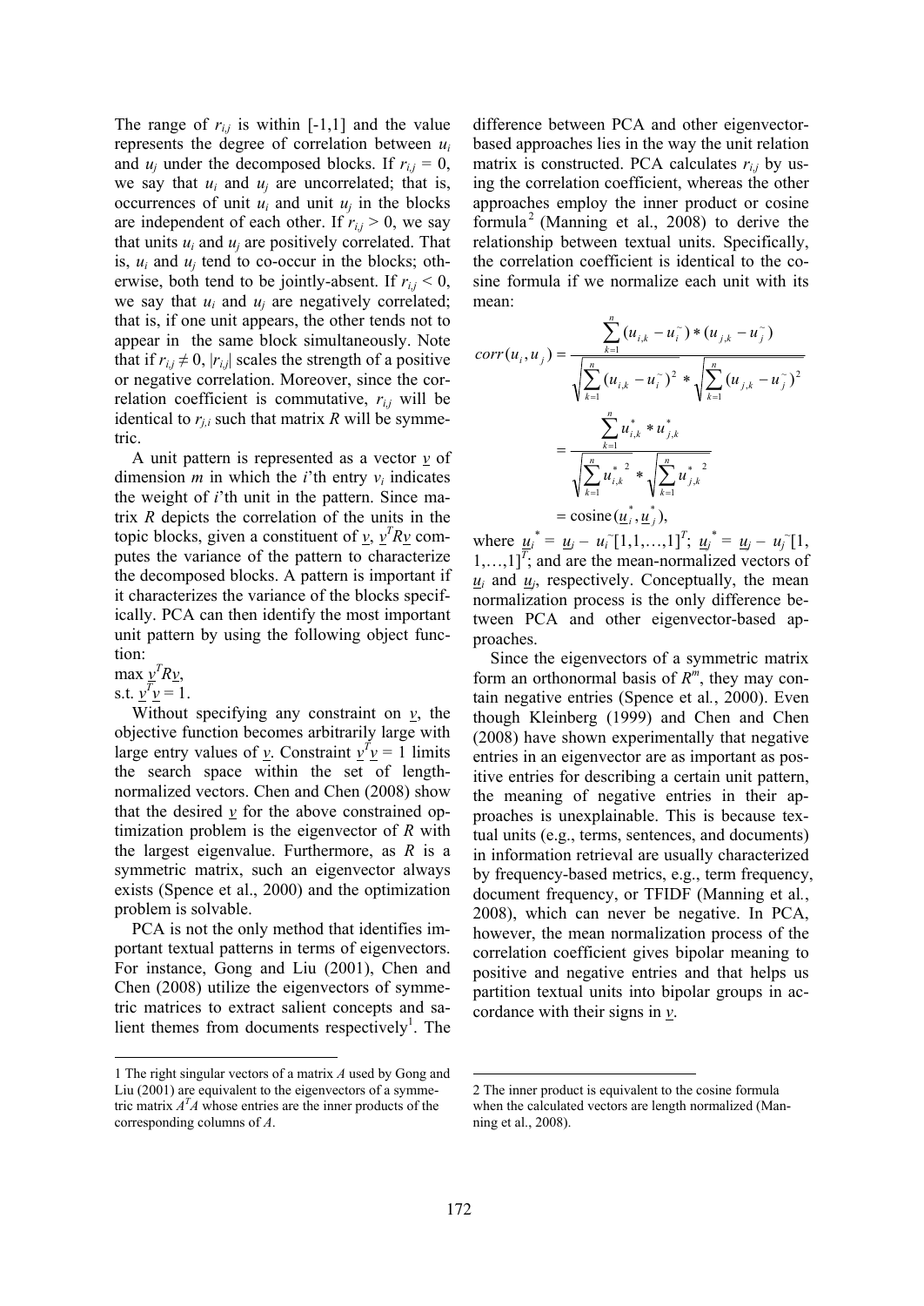The range of $r_{i,j}$ is within [-1,1] and the value represents the degree of correlation between $u_i$ and $u_j$ under the decomposed blocks. If $r_{i,j} = 0$, we say that $u_i$ and $u_j$ are uncorrelated; that is, occurrences of unit $u_i$ and unit $u_j$ in the blocks are independent of each other. If $r_{i,j} > 0$, we say that units $u_i$ and $u_j$ are positively correlated. That is, $u_i$ and $u_j$ tend to co-occur in the blocks; otherwise, both tend to be jointly-absent. If $r_{i,j} < 0$, we say that $u_i$ and $u_j$ are negatively correlated; that is, if one unit appears, the other tends not to appear in the same block simultaneously. Note that if $r_{i,j} \neq 0$, $|r_{i,j}|$ scales the strength of a positive or negative correlation. Moreover, since the correlation coefficient is commutative, $r_{i,j}$ will be identical to $r_{j,i}$ such that matrix $R$ will be symmetric.

A unit pattern is represented as a vector $\underline{v}$ of dimension $m$ in which the $i$'th entry $v_i$ indicates the weight of $i$'th unit in the pattern. Since matrix $R$ depicts the correlation of the units in the topic blocks, given a constituent of $\underline{v}$, $\underline{v}^T R \underline{v}$ computes the variance of the pattern to characterize the decomposed blocks. A pattern is important if it characterizes the variance of the blocks specifically. PCA can then identify the most important unit pattern by using the following object function:

$$\max \underline{v}^T R \underline{v},$$
$$\text{s.t. } \underline{v}^T \underline{v} = 1.$$

Without specifying any constraint on $\underline{v}$, the objective function becomes arbitrarily large with large entry values of $\underline{v}$. Constraint $\underline{v}^T \underline{v} = 1$ limits the search space within the set of length-normalized vectors. Chen and Chen (2008) show that the desired $\underline{v}$ for the above constrained optimization problem is the eigenvector of $R$ with the largest eigenvalue. Furthermore, as $R$ is a symmetric matrix, such an eigenvector always exists (Spence et al., 2000) and the optimization problem is solvable.

PCA is not the only method that identifies important textual patterns in terms of eigenvectors. For instance, Gong and Liu (2001), Chen and Chen (2008) utilize the eigenvectors of symmetric matrices to extract salient concepts and salient themes from documents respectively[1]. The difference between PCA and other eigenvector-based approaches lies in the way the unit relation matrix is constructed. PCA calculates $r_{i,j}$ by using the correlation coefficient, whereas the other approaches employ the inner product or cosine formula[2] (Manning et al., 2008) to derive the relationship between textual units. Specifically, the correlation coefficient is identical to the cosine formula if we normalize each unit with its mean:

$$
\begin{aligned}
corr(u_i, u_j) &= \frac{\sum_{k=1}^{n} (u_{i,k} - u_i^{\sim}) * (u_{j,k} - u_j^{\sim})}{\sqrt{\sum_{k=1}^{n} (u_{i,k} - u_i^{\sim})^2} * \sqrt{\sum_{k=1}^{n} (u_{j,k} - u_j^{\sim})^2}} \\
&= \frac{\sum_{k=1}^{n} u_{i,k}^{*} * u_{j,k}^{*}}{\sqrt{\sum_{k=1}^{n} {u_{i,k}^{*}}^2} * \sqrt{\sum_{k=1}^{n} {u_{j,k}^{*}}^2}} \\
&= \text{cosine}(\underline{u}_i^{*}, \underline{u}_j^{*}),
\end{aligned}
$$

where $\underline{u}_i^{*} = \underline{u}_j - u_i^{\sim}[1,1,\ldots,1]^T$; $\underline{u}_j^{*} = \underline{u}_j - u_j^{\sim}[1, 1,\ldots,1]^T$; and are the mean-normalized vectors of $\underline{u}_i$ and $\underline{u}_j$, respectively. Conceptually, the mean normalization process is the only difference between PCA and other eigenvector-based approaches.

Since the eigenvectors of a symmetric matrix form an orthonormal basis of $R^m$, they may contain negative entries (Spence et al., 2000). Even though Kleinberg (1999) and Chen and Chen (2008) have shown experimentally that negative entries in an eigenvector are as important as positive entries for describing a certain unit pattern, the meaning of negative entries in their approaches is unexplainable. This is because textual units (e.g., terms, sentences, and documents) in information retrieval are usually characterized by frequency-based metrics, e.g., term frequency, document frequency, or TFIDF (Manning et al., 2008), which can never be negative. In PCA, however, the mean normalization process of the correlation coefficient gives bipolar meaning to positive and negative entries and that helps us partition textual units into bipolar groups in accordance with their signs in $\underline{v}$.

---

[1] The right singular vectors of a matrix $A$ used by Gong and Liu (2001) are equivalent to the eigenvectors of a symmetric matrix $A^T A$ whose entries are the inner products of the corresponding columns of $A$.

[2] The inner product is equivalent to the cosine formula when the calculated vectors are length normalized (Manning et al., 2008).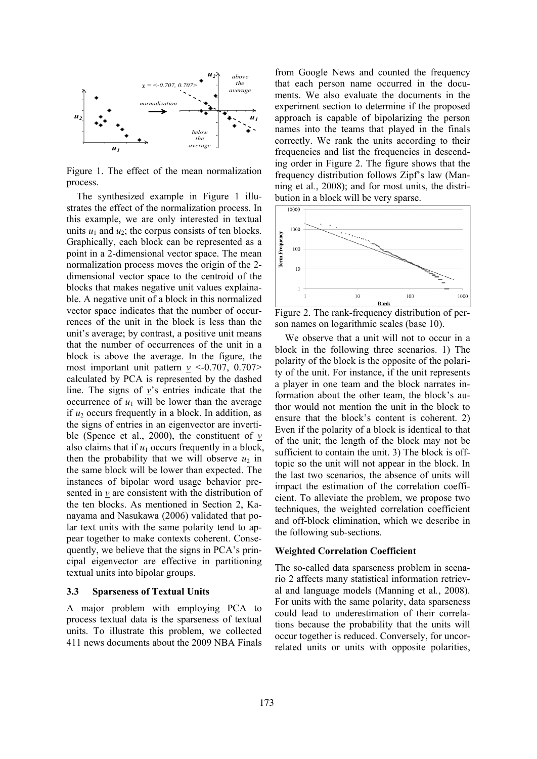Figure 1. The effect of the mean normalization process.

The synthesized example in Figure 1 illustrates the effect of the normalization process. In this example, we are only interested in textual units $u_1$ and $u_2$; the corpus consists of ten blocks. Graphically, each block can be represented as a point in a 2-dimensional vector space. The mean normalization process moves the origin of the 2-dimensional vector space to the centroid of the blocks that makes negative unit values explainable. A negative unit of a block in this normalized vector space indicates that the number of occurrences of the unit in the block is less than the unit's average; by contrast, a positive unit means that the number of occurrences of the unit in a block is above the average. In the figure, the most important unit pattern $\underline{v}$ <-0.707, 0.707> calculated by PCA is represented by the dashed line. The signs of $\underline{v}$'s entries indicate that the occurrence of $u_1$ will be lower than the average if $u_2$ occurs frequently in a block. In addition, as the signs of entries in an eigenvector are invertible (Spence et al., 2000), the constituent of $\underline{v}$ also claims that if $u_1$ occurs frequently in a block, then the probability that we will observe $u_2$ in the same block will be lower than expected. The instances of bipolar word usage behavior presented in $\underline{v}$ are consistent with the distribution of the ten blocks. As mentioned in Section 2, Kanayama and Nasukawa (2006) validated that polar text units with the same polarity tend to appear together to make contexts coherent. Consequently, we believe that the signs in PCA's principal eigenvector are effective in partitioning textual units into bipolar groups.

### 3.3 Sparseness of Textual Units

A major problem with employing PCA to process textual data is the sparseness of textual units. To illustrate this problem, we collected 411 news documents about the 2009 NBA Finals from Google News and counted the frequency that each person name occurred in the documents. We also evaluate the documents in the experiment section to determine if the proposed approach is capable of bipolarizing the person names into the teams that played in the finals correctly. We rank the units according to their frequencies and list the frequencies in descending order in Figure 2. The figure shows that the frequency distribution follows Zipf's law (Manning et al., 2008); and for most units, the distribution in a block will be very sparse.

Figure 2. The rank-frequency distribution of person names on logarithmic scales (base 10).

We observe that a unit will not to occur in a block in the following three scenarios. 1) The polarity of the block is the opposite of the polarity of the unit. For instance, if the unit represents a player in one team and the block narrates information about the other team, the block's author would not mention the unit in the block to ensure that the block's content is coherent. 2) Even if the polarity of a block is identical to that of the unit; the length of the block may not be sufficient to contain the unit. 3) The block is off-topic so the unit will not appear in the block. In the last two scenarios, the absence of units will impact the estimation of the correlation coefficient. To alleviate the problem, we propose two techniques, the weighted correlation coefficient and off-block elimination, which we describe in the following sub-sections.

**Weighted Correlation Coefficient**

The so-called data sparseness problem in scenario 2 affects many statistical information retrieval and language models (Manning et al., 2008). For units with the same polarity, data sparseness could lead to underestimation of their correlations because the probability that the units will occur together is reduced. Conversely, for uncorrelated units or units with opposite polarities,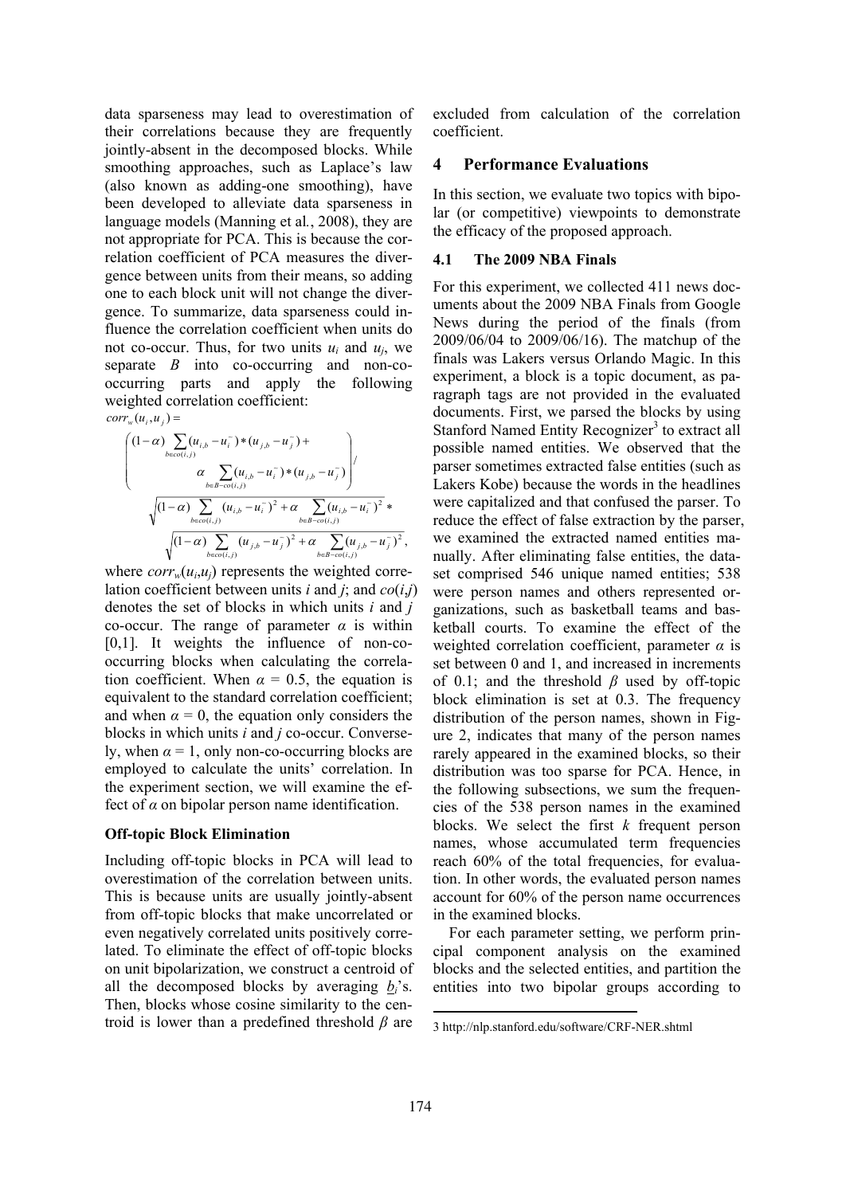data sparseness may lead to overestimation of their correlations because they are frequently jointly-absent in the decomposed blocks. While smoothing approaches, such as Laplace's law (also known as adding-one smoothing), have been developed to alleviate data sparseness in language models (Manning et al., 2008), they are not appropriate for PCA. This is because the correlation coefficient of PCA measures the divergence between units from their means, so adding one to each block unit will not change the divergence. To summarize, data sparseness could influence the correlation coefficient when units do not co-occur. Thus, for two units $u_i$ and $u_j$, we separate $B$ into co-occurring and non-co-occurring parts and apply the following weighted correlation coefficient:

$$
corr_w(u_i, u_j) = \left( \begin{array}{l} (1-\alpha) \sum\limits_{b \in co(i,j)} (u_{i,b} - \bar{u_i}) * (u_{j,b} - \bar{u_j}) + \\ \qquad \alpha \sum\limits_{b \in B - co(i,j)} (u_{i,b} - \bar{u_i}) * (u_{j,b} - \bar{u_j}) \end{array} \right) \Big/
$$

$$
\sqrt{(1-\alpha) \sum_{b \in co(i,j)} (u_{i,b} - \bar{u_i})^2 + \alpha \sum_{b \in B - co(i,j)} (u_{i,b} - \bar{u_i})^2} \; * 
$$

$$
\sqrt{(1-\alpha) \sum_{b \in co(i,j)} (u_{j,b} - \bar{u_j})^2 + \alpha \sum_{b \in B - co(i,j)} (u_{j,b} - \bar{u_j})^2},
$$

where $corr_w(u_i,u_j)$ represents the weighted correlation coefficient between units $i$ and $j$; and $co(i,j)$ denotes the set of blocks in which units $i$ and $j$ co-occur. The range of parameter $\alpha$ is within [0,1]. It weights the influence of non-co-occurring blocks when calculating the correlation coefficient. When $\alpha$ = 0.5, the equation is equivalent to the standard correlation coefficient; and when $\alpha$ = 0, the equation only considers the blocks in which units $i$ and $j$ co-occur. Conversely, when $\alpha$ = 1, only non-co-occurring blocks are employed to calculate the units' correlation. In the experiment section, we will examine the effect of $\alpha$ on bipolar person name identification.

**Off-topic Block Elimination**

Including off-topic blocks in PCA will lead to overestimation of the correlation between units. This is because units are usually jointly-absent from off-topic blocks that make uncorrelated or even negatively correlated units positively correlated. To eliminate the effect of off-topic blocks on unit bipolarization, we construct a centroid of all the decomposed blocks by averaging $\underline{b}_i$'s. Then, blocks whose cosine similarity to the centroid is lower than a predefined threshold $\beta$ are excluded from calculation of the correlation coefficient.

## 4 Performance Evaluations

In this section, we evaluate two topics with bipolar (or competitive) viewpoints to demonstrate the efficacy of the proposed approach.

### 4.1 The 2009 NBA Finals

For this experiment, we collected 411 news documents about the 2009 NBA Finals from Google News during the period of the finals (from 2009/06/04 to 2009/06/16). The matchup of the finals was Lakers versus Orlando Magic. In this experiment, a block is a topic document, as paragraph tags are not provided in the evaluated documents. First, we parsed the blocks by using Stanford Named Entity Recognizer[3] to extract all possible named entities. We observed that the parser sometimes extracted false entities (such as Lakers Kobe) because the words in the headlines were capitalized and that confused the parser. To reduce the effect of false extraction by the parser, we examined the extracted named entities manually. After eliminating false entities, the dataset comprised 546 unique named entities; 538 were person names and others represented organizations, such as basketball teams and basketball courts. To examine the effect of the weighted correlation coefficient, parameter $\alpha$ is set between 0 and 1, and increased in increments of 0.1; and the threshold $\beta$ used by off-topic block elimination is set at 0.3. The frequency distribution of the person names, shown in Figure 2, indicates that many of the person names rarely appeared in the examined blocks, so their distribution was too sparse for PCA. Hence, in the following subsections, we sum the frequencies of the 538 person names in the examined blocks. We select the first $k$ frequent person names, whose accumulated term frequencies reach 60% of the total frequencies, for evaluation. In other words, the evaluated person names account for 60% of the person name occurrences in the examined blocks.

For each parameter setting, we perform principal component analysis on the examined blocks and the selected entities, and partition the entities into two bipolar groups according to

3 http://nlp.stanford.edu/software/CRF-NER.shtml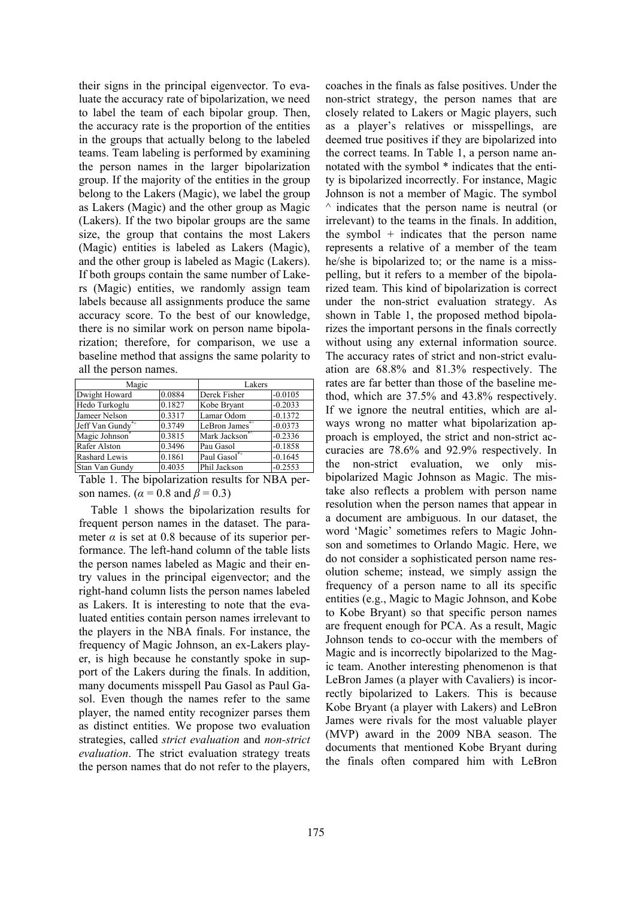their signs in the principal eigenvector. To evaluate the accuracy rate of bipolarization, we need to label the team of each bipolar group. Then, the accuracy rate is the proportion of the entities in the groups that actually belong to the labeled teams. Team labeling is performed by examining the person names in the larger bipolarization group. If the majority of the entities in the group belong to the Lakers (Magic), we label the group as Lakers (Magic) and the other group as Magic (Lakers). If the two bipolar groups are the same size, the group that contains the most Lakers (Magic) entities is labeled as Lakers (Magic), and the other group is labeled as Magic (Lakers). If both groups contain the same number of Lakers (Magic) entities, we randomly assign team labels because all assignments produce the same accuracy score. To the best of our knowledge, there is no similar work on person name bipolarization; therefore, for comparison, we use a baseline method that assigns the same polarity to all the person names.

| Magic | | Lakers | |
|---|---|---|---|
| Dwight Howard | 0.0884 | Derek Fisher | -0.0105 |
| Hedo Turkoglu | 0.1827 | Kobe Bryant | -0.2033 |
| Jameer Nelson | 0.3317 | Lamar Odom | -0.1372 |
| Jeff Van Gundy*+ | 0.3749 | LeBron James*^ | -0.0373 |
| Magic Johnson* | 0.3815 | Mark Jackson*^ | -0.2336 |
| Rafer Alston | 0.3496 | Pau Gasol | -0.1858 |
| Rashard Lewis | 0.1861 | Paul Gasol*+ | -0.1645 |
| Stan Van Gundy | 0.4035 | Phil Jackson | -0.2553 |

Table 1. The bipolarization results for NBA person names. ($\alpha$ = 0.8 and $\beta$ = 0.3)

Table 1 shows the bipolarization results for frequent person names in the dataset. The parameter $\alpha$ is set at 0.8 because of its superior performance. The left-hand column of the table lists the person names labeled as Magic and their entry values in the principal eigenvector; and the right-hand column lists the person names labeled as Lakers. It is interesting to note that the evaluated entities contain person names irrelevant to the players in the NBA finals. For instance, the frequency of Magic Johnson, an ex-Lakers player, is high because he constantly spoke in support of the Lakers during the finals. In addition, many documents misspell Pau Gasol as Paul Gasol. Even though the names refer to the same player, the named entity recognizer parses them as distinct entities. We propose two evaluation strategies, called *strict evaluation* and *non-strict evaluation*. The strict evaluation strategy treats the person names that do not refer to the players, coaches in the finals as false positives. Under the non-strict strategy, the person names that are closely related to Lakers or Magic players, such as a player's relatives or misspellings, are deemed true positives if they are bipolarized into the correct teams. In Table 1, a person name annotated with the symbol * indicates that the entity is bipolarized incorrectly. For instance, Magic Johnson is not a member of Magic. The symbol ^ indicates that the person name is neutral (or irrelevant) to the teams in the finals. In addition, the symbol + indicates that the person name represents a relative of a member of the team he/she is bipolarized to; or the name is a misspelling, but it refers to a member of the bipolarized team. This kind of bipolarization is correct under the non-strict evaluation strategy. As shown in Table 1, the proposed method bipolarizes the important persons in the finals correctly without using any external information source. The accuracy rates of strict and non-strict evaluation are 68.8% and 81.3% respectively. The rates are far better than those of the baseline method, which are 37.5% and 43.8% respectively. If we ignore the neutral entities, which are always wrong no matter what bipolarization approach is employed, the strict and non-strict accuracies are 78.6% and 92.9% respectively. In the non-strict evaluation, we only misbipolarized Magic Johnson as Magic. The mistake also reflects a problem with person name resolution when the person names that appear in a document are ambiguous. In our dataset, the word 'Magic' sometimes refers to Magic Johnson and sometimes to Orlando Magic. Here, we do not consider a sophisticated person name resolution scheme; instead, we simply assign the frequency of a person name to all its specific entities (e.g., Magic to Magic Johnson, and Kobe to Kobe Bryant) so that specific person names are frequent enough for PCA. As a result, Magic Johnson tends to co-occur with the members of Magic and is incorrectly bipolarized to the Magic team. Another interesting phenomenon is that LeBron James (a player with Cavaliers) is incorrectly bipolarized to Lakers. This is because Kobe Bryant (a player with Lakers) and LeBron James were rivals for the most valuable player (MVP) award in the 2009 NBA season. The documents that mentioned Kobe Bryant during the finals often compared him with LeBron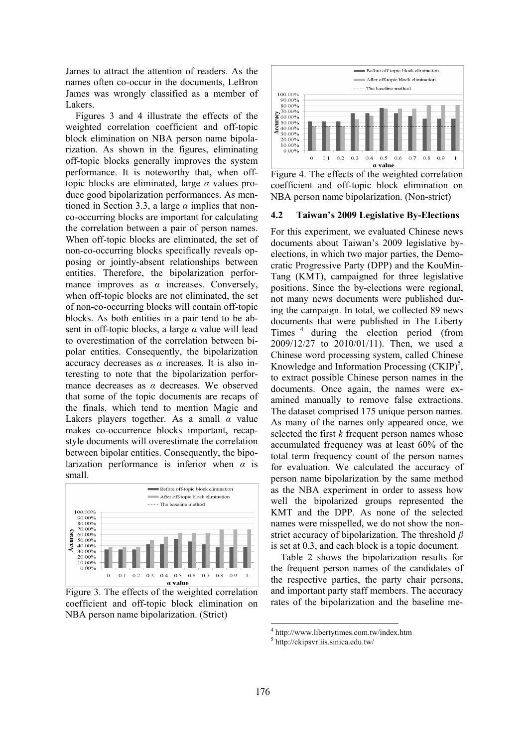James to attract the attention of readers. As the names often co-occur in the documents, LeBron James was wrongly classified as a member of Lakers.

Figures 3 and 4 illustrate the effects of the weighted correlation coefficient and off-topic block elimination on NBA person name bipolarization. As shown in the figures, eliminating off-topic blocks generally improves the system performance. It is noteworthy that, when off-topic blocks are eliminated, large $\alpha$ values produce good bipolarization performances. As mentioned in Section 3.3, a large $\alpha$ implies that non-co-occurring blocks are important for calculating the correlation between a pair of person names. When off-topic blocks are eliminated, the set of non-co-occurring blocks specifically reveals opposing or jointly-absent relationships between entities. Therefore, the bipolarization performance improves as $\alpha$ increases. Conversely, when off-topic blocks are not eliminated, the set of non-co-occurring blocks will contain off-topic blocks. As both entities in a pair tend to be absent in off-topic blocks, a large $\alpha$ value will lead to overestimation of the correlation between bipolar entities. Consequently, the bipolarization accuracy decreases as $\alpha$ increases. It is also interesting to note that the bipolarization performance decreases as $\alpha$ decreases. We observed that some of the topic documents are recaps of the finals, which tend to mention Magic and Lakers players together. As a small $\alpha$ value makes co-occurrence blocks important, recap-style documents will overestimate the correlation between bipolar entities. Consequently, the bipolarization performance is inferior when $\alpha$ is small.

Figure 3. The effects of the weighted correlation coefficient and off-topic block elimination on NBA person name bipolarization. (Strict)

Figure 4. The effects of the weighted correlation coefficient and off-topic block elimination on NBA person name bipolarization. (Non-strict)

### 4.2 Taiwan's 2009 Legislative By-Elections

For this experiment, we evaluated Chinese news documents about Taiwan's 2009 legislative by-elections, in which two major parties, the Democratic Progressive Party (DPP) and the KouMinTang (KMT), campaigned for three legislative positions. Since the by-elections were regional, not many news documents were published during the campaign. In total, we collected 89 news documents that were published in The Liberty Times [4] during the election period (from 2009/12/27 to 2010/01/11). Then, we used a Chinese word processing system, called Chinese Knowledge and Information Processing (CKIP)[5], to extract possible Chinese person names in the documents. Once again, the names were examined manually to remove false extractions. The dataset comprised 175 unique person names. As many of the names only appeared once, we selected the first $k$ frequent person names whose accumulated frequency was at least 60% of the total term frequency count of the person names for evaluation. We calculated the accuracy of person name bipolarization by the same method as the NBA experiment in order to assess how well the bipolarized groups represented the KMT and the DPP. As none of the selected names were misspelled, we do not show the non-strict accuracy of bipolarization. The threshold $\beta$ is set at 0.3, and each block is a topic document.

Table 2 shows the bipolarization results for the frequent person names of the candidates of the respective parties, the party chair persons, and important party staff members. The accuracy rates of the bipolarization and the baseline me-

[4] http://www.libertytimes.com.tw/index.htm

[5] http://ckipsvr.iis.sinica.edu.tw/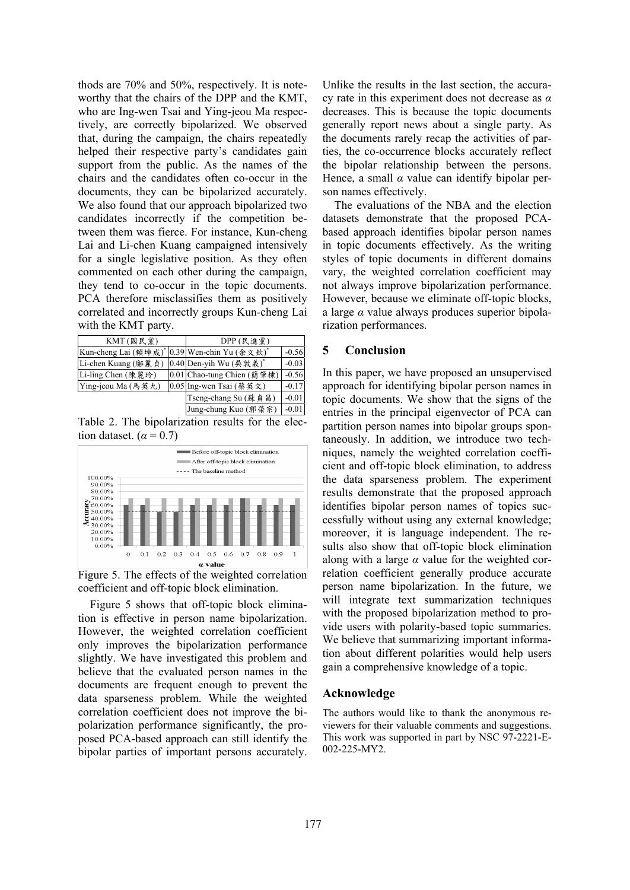thods are 70% and 50%, respectively. It is noteworthy that the chairs of the DPP and the KMT, who are Ing-wen Tsai and Ying-jeou Ma respectively, are correctly bipolarized. We observed that, during the campaign, the chairs repeatedly helped their respective party's candidates gain support from the public. As the names of the chairs and the candidates often co-occur in the documents, they can be bipolarized accurately. We also found that our approach bipolarized two candidates incorrectly if the competition between them was fierce. For instance, Kun-cheng Lai and Li-chen Kuang campaigned intensively for a single legislative position. As they often commented on each other during the campaign, they tend to co-occur in the topic documents. PCA therefore misclassifies them as positively correlated and incorrectly groups Kun-cheng Lai with the KMT party.

| KMT (國民黨) | | DPP (民進黨) | |
|---|---|---|---|
| Kun-cheng Lai (賴坤成)* | 0.39 | Wen-chin Yu (余文欽)* | -0.56 |
| Li-chen Kuang (鄺麗貞) | 0.40 | Den-yih Wu (吳敦義)* | -0.03 |
| Li-ling Chen (陳麗玲) | 0.01 | Chao-tung Chien (簡肇棟) | -0.56 |
| Ying-jeou Ma (馬英九) | 0.05 | Ing-wen Tsai (蔡英文) | -0.17 |
| | | Tseng-chang Su (蘇貞昌) | -0.01 |
| | | Jung-chung Kuo (郭榮宗) | -0.01 |

Table 2. The bipolarization results for the election dataset. ($\alpha = 0.7$)

Figure 5. The effects of the weighted correlation coefficient and off-topic block elimination.

Figure 5 shows that off-topic block elimination is effective in person name bipolarization. However, the weighted correlation coefficient only improves the bipolarization performance slightly. We have investigated this problem and believe that the evaluated person names in the documents are frequent enough to prevent the data sparseness problem. While the weighted correlation coefficient does not improve the bipolarization performance significantly, the proposed PCA-based approach can still identify the bipolar parties of important persons accurately. Unlike the results in the last section, the accuracy rate in this experiment does not decrease as $\alpha$ decreases. This is because the topic documents generally report news about a single party. As the documents rarely recap the activities of parties, the co-occurrence blocks accurately reflect the bipolar relationship between the persons. Hence, a small $\alpha$ value can identify bipolar person names effectively.

The evaluations of the NBA and the election datasets demonstrate that the proposed PCA-based approach identifies bipolar person names in topic documents effectively. As the writing styles of topic documents in different domains vary, the weighted correlation coefficient may not always improve bipolarization performance. However, because we eliminate off-topic blocks, a large $\alpha$ value always produces superior bipolarization performances.

## 5 Conclusion

In this paper, we have proposed an unsupervised approach for identifying bipolar person names in topic documents. We show that the signs of the entries in the principal eigenvector of PCA can partition person names into bipolar groups spontaneously. In addition, we introduce two techniques, namely the weighted correlation coefficient and off-topic block elimination, to address the data sparseness problem. The experiment results demonstrate that the proposed approach identifies bipolar person names of topics successfully without using any external knowledge; moreover, it is language independent. The results also show that off-topic block elimination along with a large $\alpha$ value for the weighted correlation coefficient generally produce accurate person name bipolarization. In the future, we will integrate text summarization techniques with the proposed bipolarization method to provide users with polarity-based topic summaries. We believe that summarizing important information about different polarities would help users gain a comprehensive knowledge of a topic.

## Acknowledge

The authors would like to thank the anonymous reviewers for their valuable comments and suggestions. This work was supported in part by NSC 97-2221-E-002-225-MY2.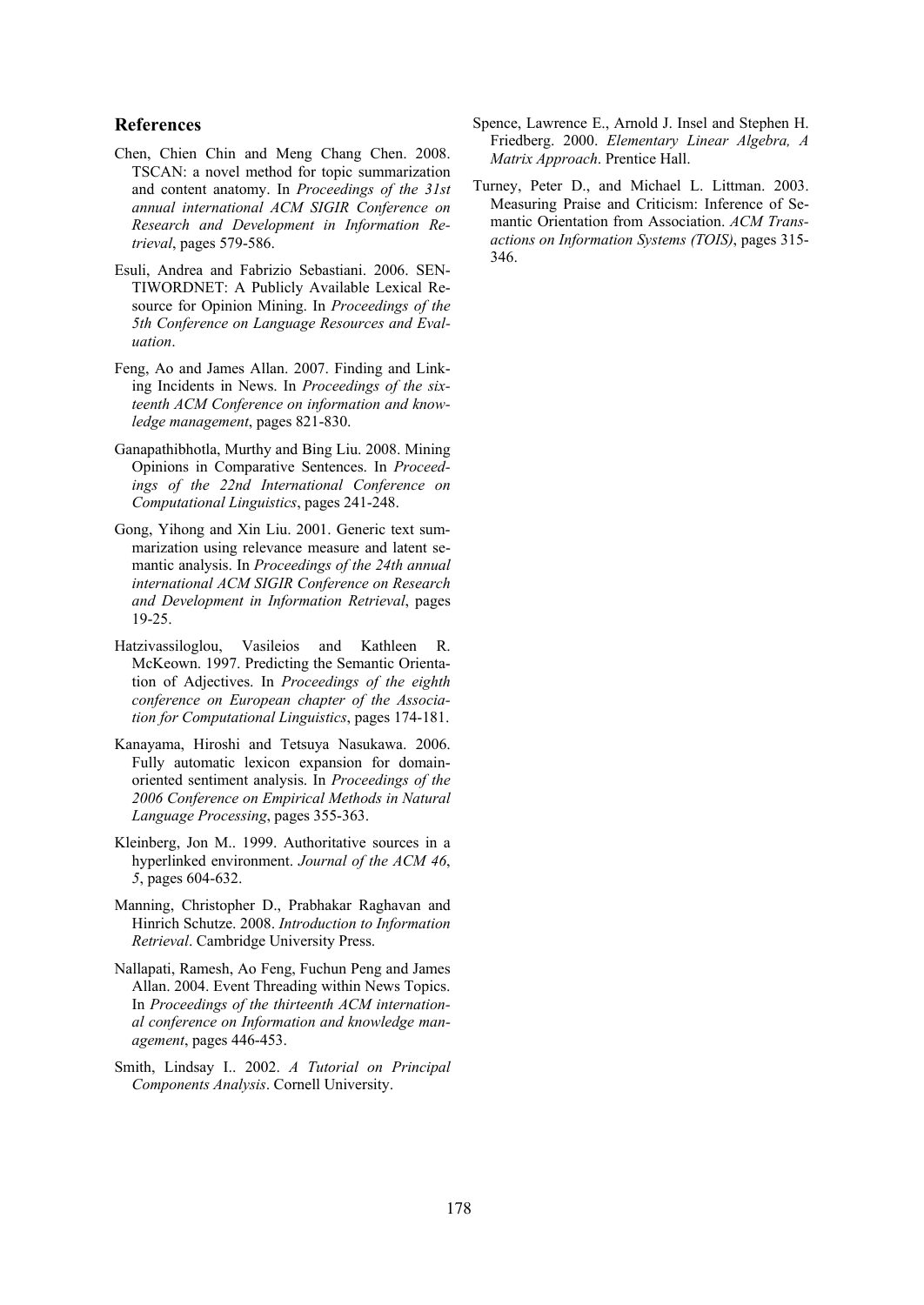## References

Chen, Chien Chin and Meng Chang Chen. 2008. TSCAN: a novel method for topic summarization and content anatomy. In *Proceedings of the 31st annual international ACM SIGIR Conference on Research and Development in Information Retrieval*, pages 579-586.

Esuli, Andrea and Fabrizio Sebastiani. 2006. SENTIWORDNET: A Publicly Available Lexical Resource for Opinion Mining. In *Proceedings of the 5th Conference on Language Resources and Evaluation*.

Feng, Ao and James Allan. 2007. Finding and Linking Incidents in News. In *Proceedings of the sixteenth ACM Conference on information and knowledge management*, pages 821-830.

Ganapathibhotla, Murthy and Bing Liu. 2008. Mining Opinions in Comparative Sentences. In *Proceedings of the 22nd International Conference on Computational Linguistics*, pages 241-248.

Gong, Yihong and Xin Liu. 2001. Generic text summarization using relevance measure and latent semantic analysis. In *Proceedings of the 24th annual international ACM SIGIR Conference on Research and Development in Information Retrieval*, pages 19-25.

Hatzivassiloglou, Vasileios and Kathleen R. McKeown. 1997. Predicting the Semantic Orientation of Adjectives. In *Proceedings of the eighth conference on European chapter of the Association for Computational Linguistics*, pages 174-181.

Kanayama, Hiroshi and Tetsuya Nasukawa. 2006. Fully automatic lexicon expansion for domain-oriented sentiment analysis. In *Proceedings of the 2006 Conference on Empirical Methods in Natural Language Processing*, pages 355-363.

Kleinberg, Jon M.. 1999. Authoritative sources in a hyperlinked environment. *Journal of the ACM 46*, *5*, pages 604-632.

Manning, Christopher D., Prabhakar Raghavan and Hinrich Schutze. 2008. *Introduction to Information Retrieval*. Cambridge University Press.

Nallapati, Ramesh, Ao Feng, Fuchun Peng and James Allan. 2004. Event Threading within News Topics. In *Proceedings of the thirteenth ACM international conference on Information and knowledge management*, pages 446-453.

Smith, Lindsay I.. 2002. *A Tutorial on Principal Components Analysis*. Cornell University.

Spence, Lawrence E., Arnold J. Insel and Stephen H. Friedberg. 2000. *Elementary Linear Algebra, A Matrix Approach*. Prentice Hall.

Turney, Peter D., and Michael L. Littman. 2003. Measuring Praise and Criticism: Inference of Semantic Orientation from Association. *ACM Transactions on Information Systems (TOIS)*, pages 315-346.